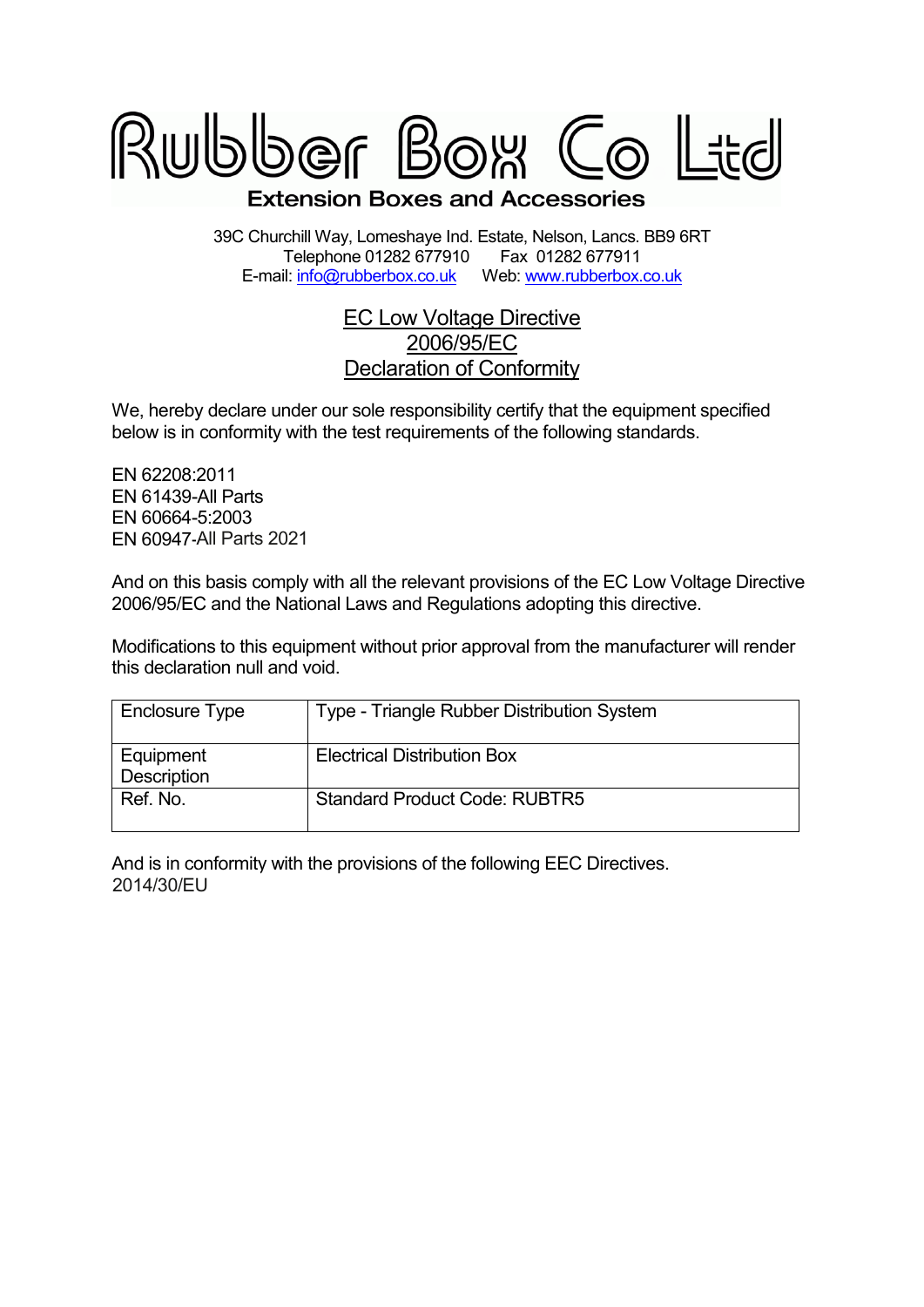# Rubber Box Co Ltd

**Extension Boxes and Accessories**

39C Churchill Way, Lomeshaye Ind. Estate, Nelson, Lancs. BB9 6RT
Telephone 01282 677910   Fax 01282 677911
E-mail: info@rubberbox.co.uk   Web: www.rubberbox.co.uk

## EC Low Voltage Directive 2006/95/EC Declaration of Conformity

We, hereby declare under our sole responsibility certify that the equipment specified below is in conformity with the test requirements of the following standards.

EN 62208:2011
EN 61439-All Parts
EN 60664-5:2003
EN 60947-All Parts 2021

And on this basis comply with all the relevant provisions of the EC Low Voltage Directive 2006/95/EC and the National Laws and Regulations adopting this directive.

Modifications to this equipment without prior approval from the manufacturer will render this declaration null and void.

| Enclosure Type | Type - Triangle Rubber Distribution System |
|---|---|
| Equipment Description | Electrical Distribution Box |
| Ref. No. | Standard Product Code: RUBTR5 |

And is in conformity with the provisions of the following EEC Directives.
2014/30/EU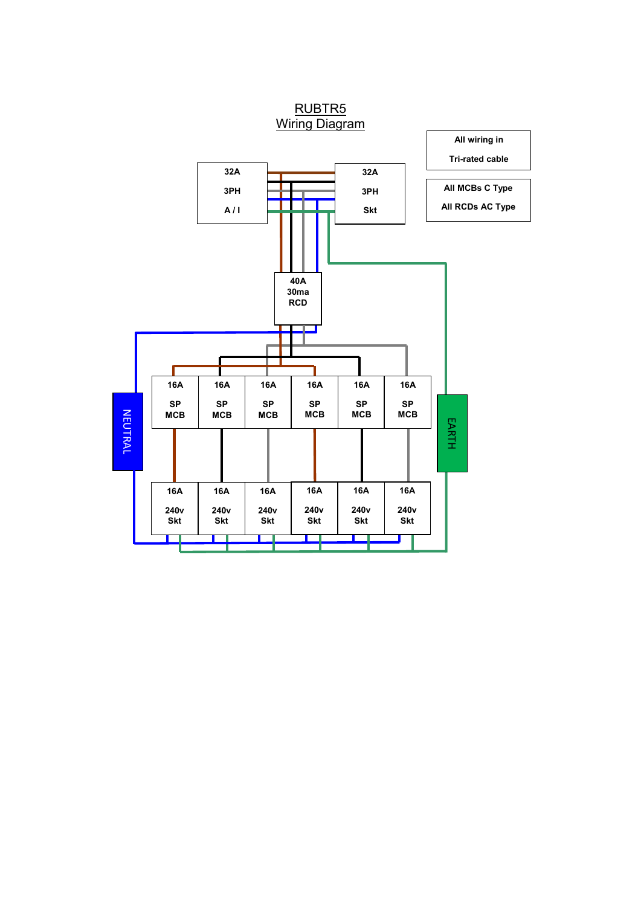# RUBTR5
## Wiring Diagram

All wiring in

Tri-rated cable

All MCBs C Type

All RCDs AC Type

32A

3PH

A / I

32A

3PH

Skt

40A

30ma

RCD

NEUTRAL

EARTH

16A

SP

MCB

16A

SP

MCB

16A

SP

MCB

16A

SP

MCB

16A

SP

MCB

16A

SP

MCB

16A

240v

Skt

16A

240v

Skt

16A

240v

Skt

16A

240v

Skt

16A

240v

Skt

16A

240v

Skt